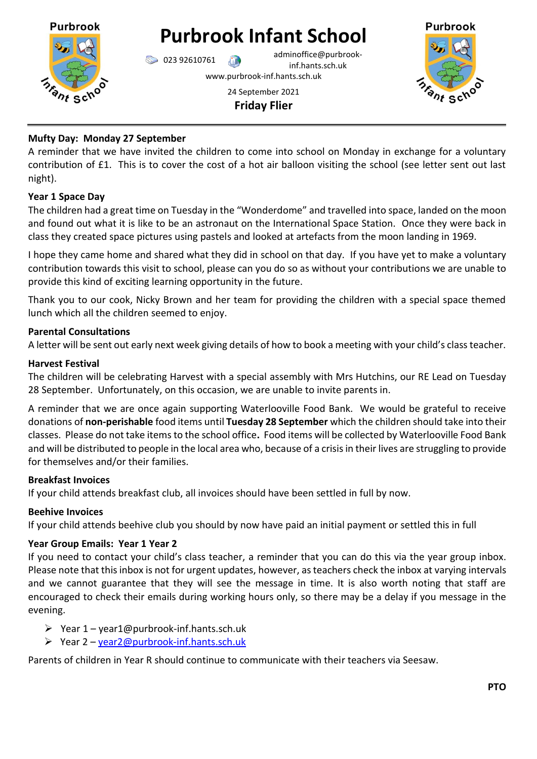# Purbrook Infant School

023 92610761 adminoffice@purbrook-inf.hants.sch.uk

www.purbrook-inf.hants.sch.uk

24 September 2021

**Friday Flier**

**Mufty Day: Monday 27 September**

A reminder that we have invited the children to come into school on Monday in exchange for a voluntary contribution of £1. This is to cover the cost of a hot air balloon visiting the school (see letter sent out last night).

**Year 1 Space Day**

The children had a great time on Tuesday in the "Wonderdome" and travelled into space, landed on the moon and found out what it is like to be an astronaut on the International Space Station. Once they were back in class they created space pictures using pastels and looked at artefacts from the moon landing in 1969.

I hope they came home and shared what they did in school on that day. If you have yet to make a voluntary contribution towards this visit to school, please can you do so as without your contributions we are unable to provide this kind of exciting learning opportunity in the future.

Thank you to our cook, Nicky Brown and her team for providing the children with a special space themed lunch which all the children seemed to enjoy.

**Parental Consultations**

A letter will be sent out early next week giving details of how to book a meeting with your child's class teacher.

**Harvest Festival**

The children will be celebrating Harvest with a special assembly with Mrs Hutchins, our RE Lead on Tuesday 28 September. Unfortunately, on this occasion, we are unable to invite parents in.

A reminder that we are once again supporting Waterlooville Food Bank. We would be grateful to receive donations of **non-perishable** food items until **Tuesday 28 September** which the children should take into their classes. Please do not take items to the school office**.** Food items will be collected by Waterlooville Food Bank and will be distributed to people in the local area who, because of a crisis in their lives are struggling to provide for themselves and/or their families.

**Breakfast Invoices**

If your child attends breakfast club, all invoices should have been settled in full by now.

**Beehive Invoices**

If your child attends beehive club you should by now have paid an initial payment or settled this in full

**Year Group Emails: Year 1 Year 2**

If you need to contact your child's class teacher, a reminder that you can do this via the year group inbox. Please note that this inbox is not for urgent updates, however, as teachers check the inbox at varying intervals and we cannot guarantee that they will see the message in time. It is also worth noting that staff are encouraged to check their emails during working hours only, so there may be a delay if you message in the evening.

- Year 1 – year1@purbrook-inf.hants.sch.uk
- Year 2 – year2@purbrook-inf.hants.sch.uk

Parents of children in Year R should continue to communicate with their teachers via Seesaw.

**PTO**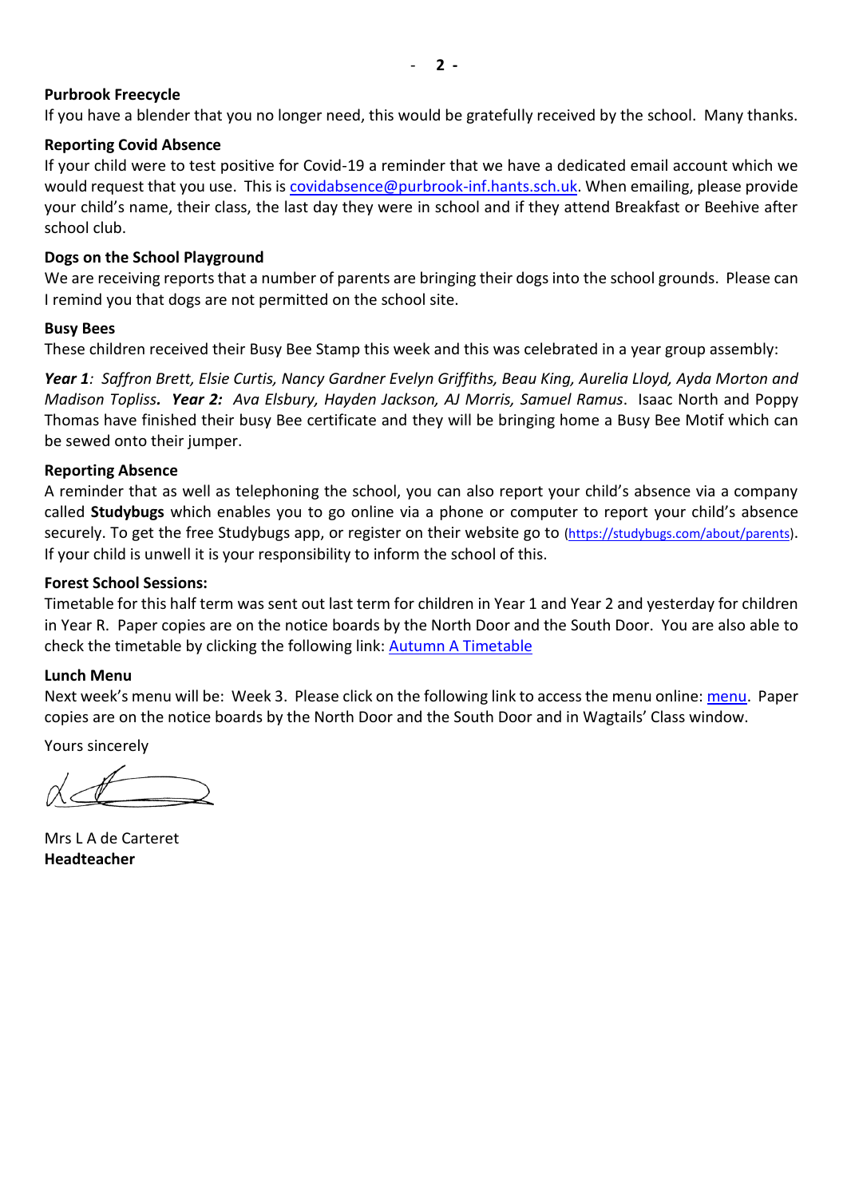**Purbrook Freecycle**

If you have a blender that you no longer need, this would be gratefully received by the school. Many thanks.

**Reporting Covid Absence**

If your child were to test positive for Covid-19 a reminder that we have a dedicated email account which we would request that you use. This is covidabsence@purbrook-inf.hants.sch.uk. When emailing, please provide your child's name, their class, the last day they were in school and if they attend Breakfast or Beehive after school club.

**Dogs on the School Playground**

We are receiving reports that a number of parents are bringing their dogs into the school grounds. Please can I remind you that dogs are not permitted on the school site.

**Busy Bees**

These children received their Busy Bee Stamp this week and this was celebrated in a year group assembly:

***Year 1****: Saffron Brett, Elsie Curtis, Nancy Gardner Evelyn Griffiths, Beau King, Aurelia Lloyd, Ayda Morton and Madison Topliss****.*** ***Year 2:*** *Ava Elsbury, Hayden Jackson, AJ Morris, Samuel Ramus*. Isaac North and Poppy Thomas have finished their busy Bee certificate and they will be bringing home a Busy Bee Motif which can be sewed onto their jumper.

**Reporting Absence**

A reminder that as well as telephoning the school, you can also report your child's absence via a company called **Studybugs** which enables you to go online via a phone or computer to report your child's absence securely. To get the free Studybugs app, or register on their website go to (https://studybugs.com/about/parents). If your child is unwell it is your responsibility to inform the school of this.

**Forest School Sessions:**

Timetable for this half term was sent out last term for children in Year 1 and Year 2 and yesterday for children in Year R. Paper copies are on the notice boards by the North Door and the South Door. You are also able to check the timetable by clicking the following link: Autumn A Timetable

**Lunch Menu**

Next week's menu will be: Week 3. Please click on the following link to access the menu online: menu. Paper copies are on the notice boards by the North Door and the South Door and in Wagtails' Class window.

Yours sincerely

Mrs L A de Carteret
**Headteacher**